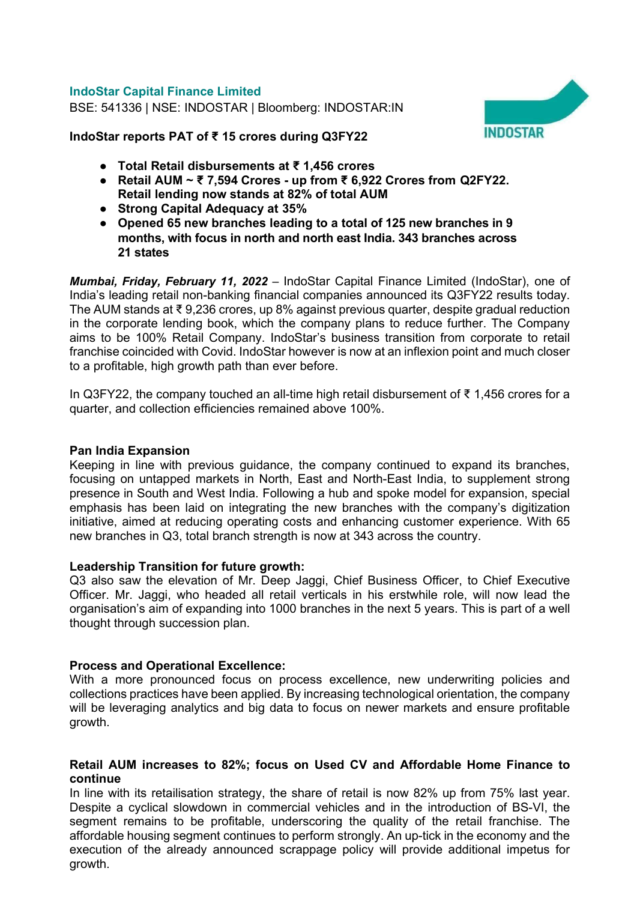**IndoStar Capital Finance Limited**

BSE: 541336 | NSE: INDOSTAR | Bloomberg: INDOSTAR:IN

**IndoStar reports PAT of ₹ 15 crores during Q3FY22**

- **Total Retail disbursements at ₹ 1,456 crores**
- **Retail AUM ~ ₹ 7,594 Crores - up from ₹ 6,922 Crores from Q2FY22. Retail lending now stands at 82% of total AUM**
- **Strong Capital Adequacy at 35%**
- **Opened 65 new branches leading to a total of 125 new branches in 9 months, with focus in north and north east India. 343 branches across 21 states**

***Mumbai, Friday, February 11, 2022*** – IndoStar Capital Finance Limited (IndoStar), one of India's leading retail non-banking financial companies announced its Q3FY22 results today. The AUM stands at ₹ 9,236 crores, up 8% against previous quarter, despite gradual reduction in the corporate lending book, which the company plans to reduce further. The Company aims to be 100% Retail Company. IndoStar's business transition from corporate to retail franchise coincided with Covid. IndoStar however is now at an inflexion point and much closer to a profitable, high growth path than ever before.

In Q3FY22, the company touched an all-time high retail disbursement of ₹ 1,456 crores for a quarter, and collection efficiencies remained above 100%.

**Pan India Expansion**

Keeping in line with previous guidance, the company continued to expand its branches, focusing on untapped markets in North, East and North-East India, to supplement strong presence in South and West India. Following a hub and spoke model for expansion, special emphasis has been laid on integrating the new branches with the company's digitization initiative, aimed at reducing operating costs and enhancing customer experience. With 65 new branches in Q3, total branch strength is now at 343 across the country.

**Leadership Transition for future growth:**

Q3 also saw the elevation of Mr. Deep Jaggi, Chief Business Officer, to Chief Executive Officer. Mr. Jaggi, who headed all retail verticals in his erstwhile role, will now lead the organisation's aim of expanding into 1000 branches in the next 5 years. This is part of a well thought through succession plan.

**Process and Operational Excellence:**

With a more pronounced focus on process excellence, new underwriting policies and collections practices have been applied. By increasing technological orientation, the company will be leveraging analytics and big data to focus on newer markets and ensure profitable growth.

**Retail AUM increases to 82%; focus on Used CV and Affordable Home Finance to continue**

In line with its retailisation strategy, the share of retail is now 82% up from 75% last year. Despite a cyclical slowdown in commercial vehicles and in the introduction of BS-VI, the segment remains to be profitable, underscoring the quality of the retail franchise. The affordable housing segment continues to perform strongly. An up-tick in the economy and the execution of the already announced scrappage policy will provide additional impetus for growth.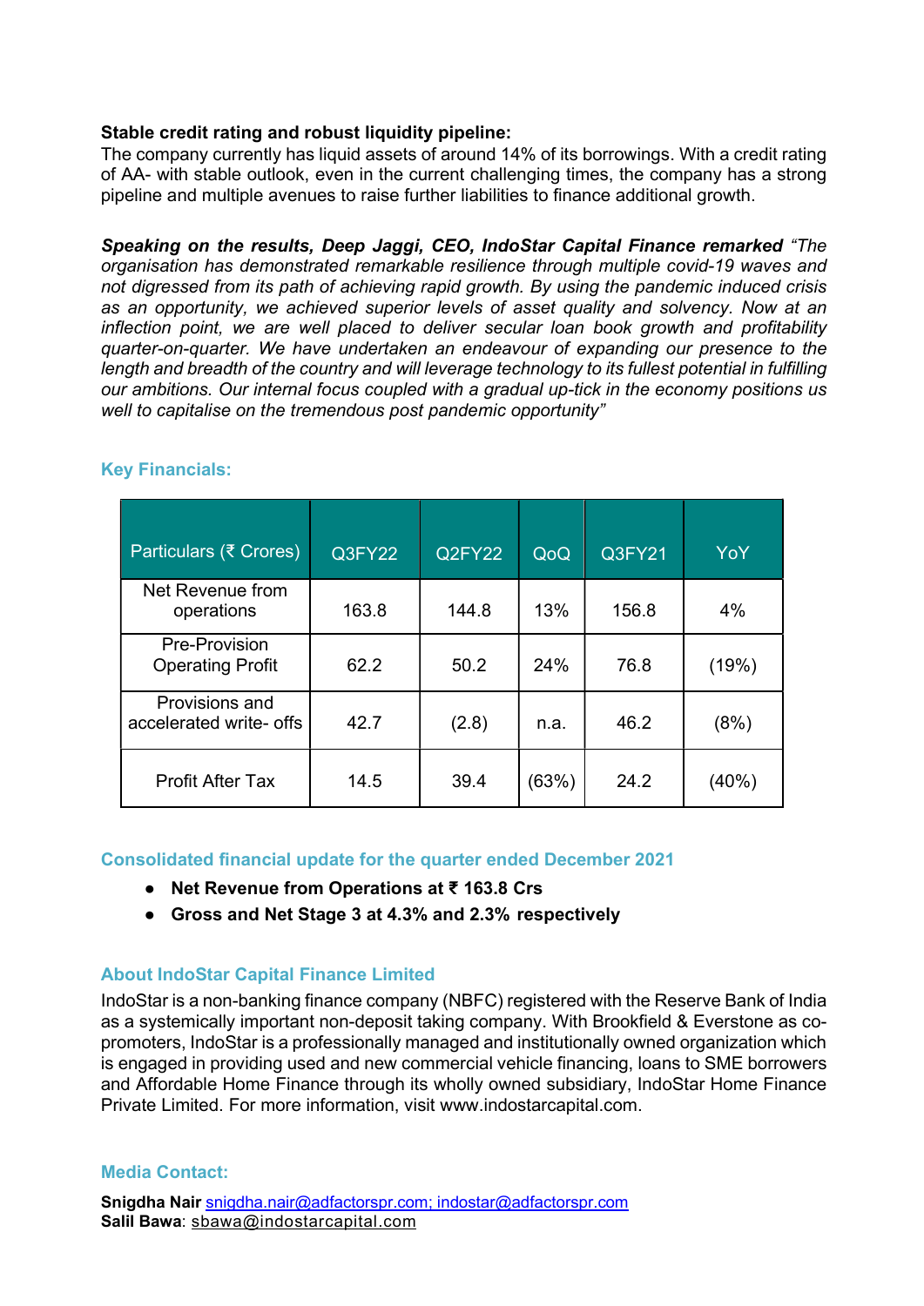**Stable credit rating and robust liquidity pipeline:**
The company currently has liquid assets of around 14% of its borrowings. With a credit rating of AA- with stable outlook, even in the current challenging times, the company has a strong pipeline and multiple avenues to raise further liabilities to finance additional growth.

***Speaking on the results, Deep Jaggi, CEO, IndoStar Capital Finance remarked*** *"The organisation has demonstrated remarkable resilience through multiple covid-19 waves and not digressed from its path of achieving rapid growth. By using the pandemic induced crisis as an opportunity, we achieved superior levels of asset quality and solvency. Now at an inflection point, we are well placed to deliver secular loan book growth and profitability quarter-on-quarter. We have undertaken an endeavour of expanding our presence to the length and breadth of the country and will leverage technology to its fullest potential in fulfilling our ambitions. Our internal focus coupled with a gradual up-tick in the economy positions us well to capitalise on the tremendous post pandemic opportunity"*

## Key Financials:

| Particulars (₹ Crores) | Q3FY22 | Q2FY22 | QoQ | Q3FY21 | YoY |
|---|---|---|---|---|---|
| Net Revenue from operations | 163.8 | 144.8 | 13% | 156.8 | 4% |
| Pre-Provision Operating Profit | 62.2 | 50.2 | 24% | 76.8 | (19%) |
| Provisions and accelerated write- offs | 42.7 | (2.8) | n.a. | 46.2 | (8%) |
| Profit After Tax | 14.5 | 39.4 | (63%) | 24.2 | (40%) |

## Consolidated financial update for the quarter ended December 2021

- **Net Revenue from Operations at ₹ 163.8 Crs**
- **Gross and Net Stage 3 at 4.3% and 2.3% respectively**

## About IndoStar Capital Finance Limited

IndoStar is a non-banking finance company (NBFC) registered with the Reserve Bank of India as a systemically important non-deposit taking company. With Brookfield & Everstone as co-promoters, IndoStar is a professionally managed and institutionally owned organization which is engaged in providing used and new commercial vehicle financing, loans to SME borrowers and Affordable Home Finance through its wholly owned subsidiary, IndoStar Home Finance Private Limited. For more information, visit www.indostarcapital.com.

## Media Contact:

**Snigdha Nair** snigdha.nair@adfactorspr.com; indostar@adfactorspr.com
**Salil Bawa**: sbawa@indostarcapital.com